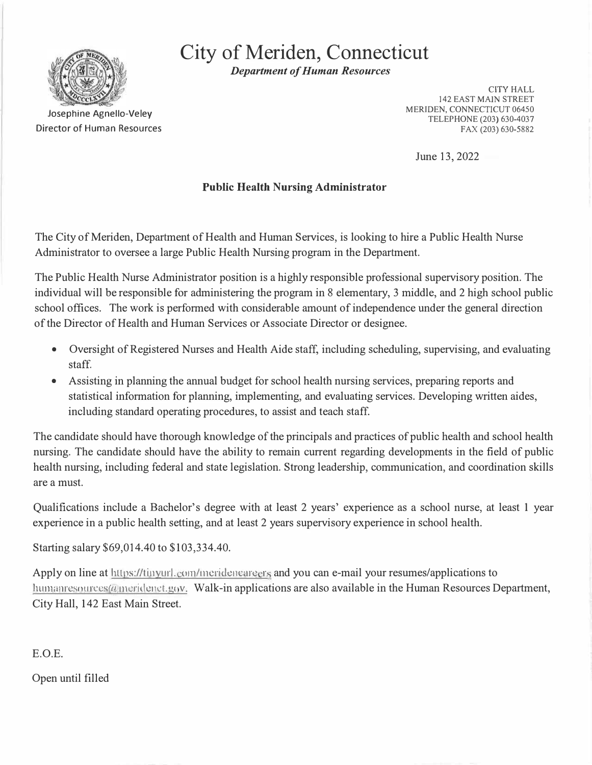# City of Meriden, Connecticut

***Department of Human Resources***

Josephine Agnello-Veley
Director of Human Resources

CITY HALL
142 EAST MAIN STREET
MERIDEN, CONNECTICUT 06450
TELEPHONE (203) 630-4037
FAX (203) 630-5882

June 13, 2022

**Public Health Nursing Administrator**

The City of Meriden, Department of Health and Human Services, is looking to hire a Public Health Nurse Administrator to oversee a large Public Health Nursing program in the Department.

The Public Health Nurse Administrator position is a highly responsible professional supervisory position. The individual will be responsible for administering the program in 8 elementary, 3 middle, and 2 high school public school offices. The work is performed with considerable amount of independence under the general direction of the Director of Health and Human Services or Associate Director or designee.

- Oversight of Registered Nurses and Health Aide staff, including scheduling, supervising, and evaluating staff.
- Assisting in planning the annual budget for school health nursing services, preparing reports and statistical information for planning, implementing, and evaluating services. Developing written aides, including standard operating procedures, to assist and teach staff.

The candidate should have thorough knowledge of the principals and practices of public health and school health nursing. The candidate should have the ability to remain current regarding developments in the field of public health nursing, including federal and state legislation. Strong leadership, communication, and coordination skills are a must.

Qualifications include a Bachelor's degree with at least 2 years' experience as a school nurse, at least 1 year experience in a public health setting, and at least 2 years supervisory experience in school health.

Starting salary $69,014.40 to $103,334.40.

Apply on line at https://tinyurl.com/meridencareers and you can e-mail your resumes/applications to humanresources@meridenct.gov. Walk-in applications are also available in the Human Resources Department, City Hall, 142 East Main Street.

E.O.E.

Open until filled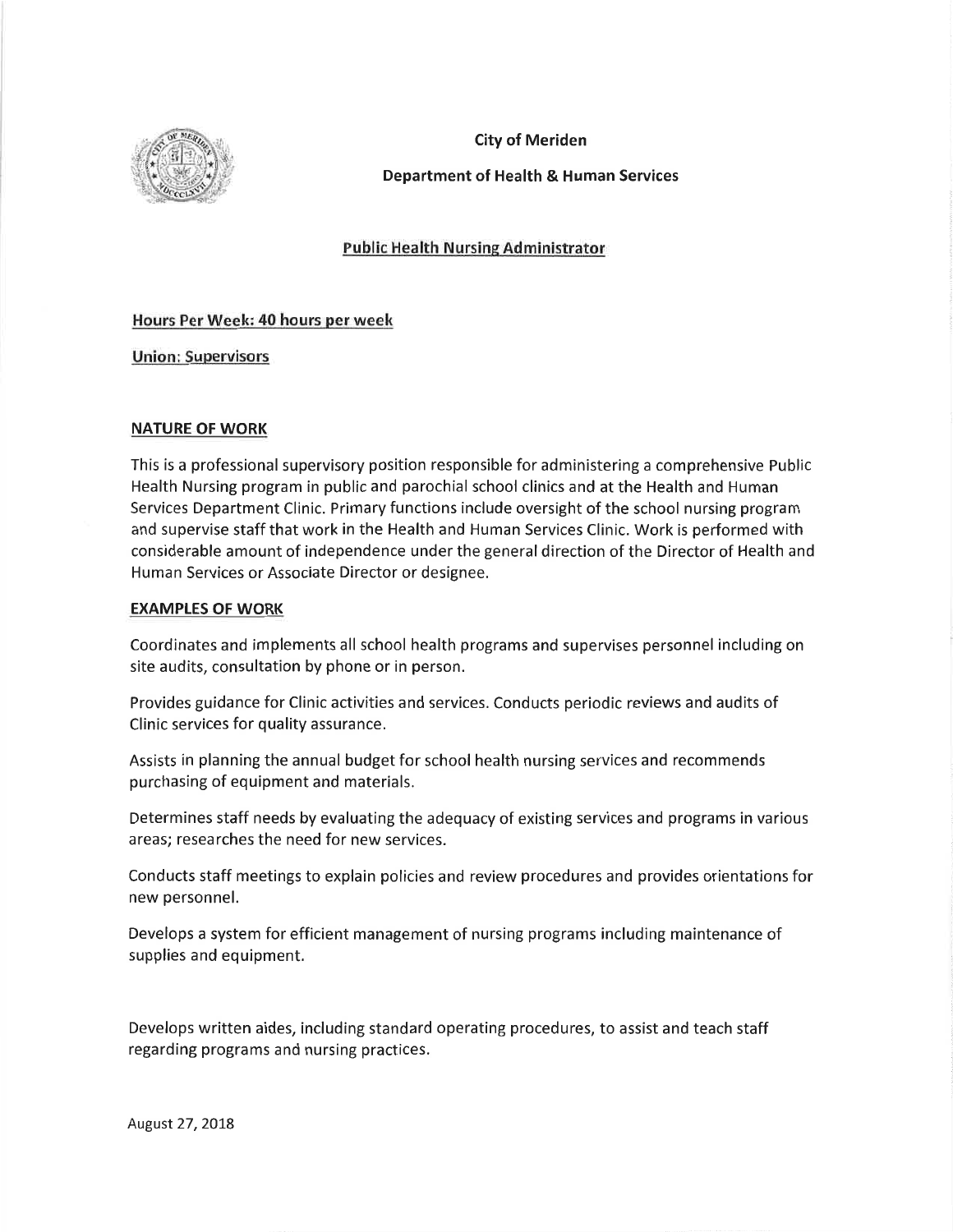City of Meriden

Department of Health & Human Services

## Public Health Nursing Administrator

**Hours Per Week: 40 hours per week**

**Union: Supervisors**

### NATURE OF WORK

This is a professional supervisory position responsible for administering a comprehensive Public Health Nursing program in public and parochial school clinics and at the Health and Human Services Department Clinic. Primary functions include oversight of the school nursing program and supervise staff that work in the Health and Human Services Clinic. Work is performed with considerable amount of independence under the general direction of the Director of Health and Human Services or Associate Director or designee.

### EXAMPLES OF WORK

Coordinates and implements all school health programs and supervises personnel including on site audits, consultation by phone or in person.

Provides guidance for Clinic activities and services. Conducts periodic reviews and audits of Clinic services for quality assurance.

Assists in planning the annual budget for school health nursing services and recommends purchasing of equipment and materials.

Determines staff needs by evaluating the adequacy of existing services and programs in various areas; researches the need for new services.

Conducts staff meetings to explain policies and review procedures and provides orientations for new personnel.

Develops a system for efficient management of nursing programs including maintenance of supplies and equipment.

Develops written aides, including standard operating procedures, to assist and teach staff regarding programs and nursing practices.

August 27, 2018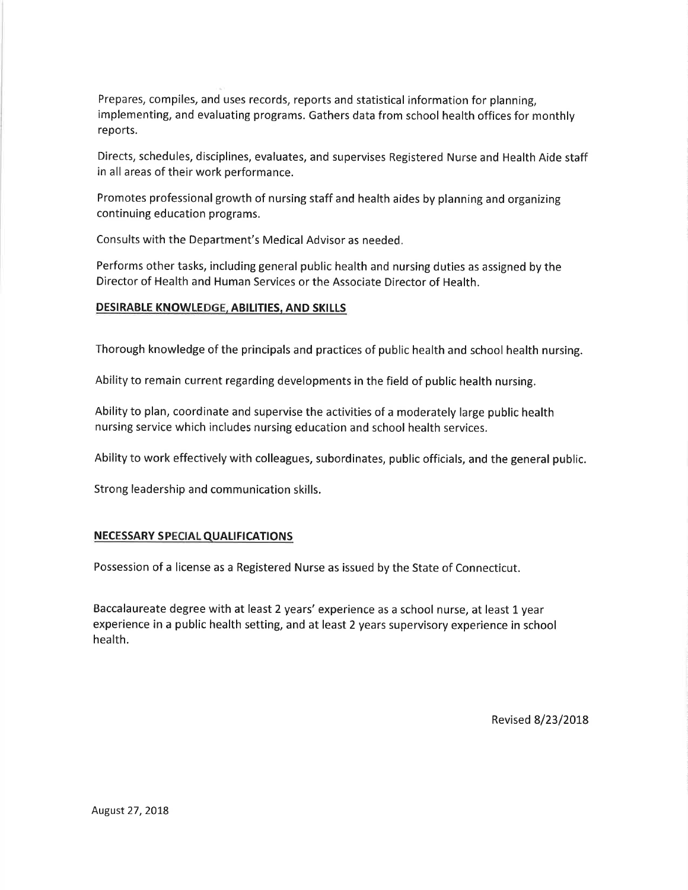Prepares, compiles, and uses records, reports and statistical information for planning, implementing, and evaluating programs. Gathers data from school health offices for monthly reports.

Directs, schedules, disciplines, evaluates, and supervises Registered Nurse and Health Aide staff in all areas of their work performance.

Promotes professional growth of nursing staff and health aides by planning and organizing continuing education programs.

Consults with the Department's Medical Advisor as needed.

Performs other tasks, including general public health and nursing duties as assigned by the Director of Health and Human Services or the Associate Director of Health.

## DESIRABLE KNOWLEDGE, ABILITIES, AND SKILLS

Thorough knowledge of the principals and practices of public health and school health nursing.

Ability to remain current regarding developments in the field of public health nursing.

Ability to plan, coordinate and supervise the activities of a moderately large public health nursing service which includes nursing education and school health services.

Ability to work effectively with colleagues, subordinates, public officials, and the general public.

Strong leadership and communication skills.

## NECESSARY SPECIAL QUALIFICATIONS

Possession of a license as a Registered Nurse as issued by the State of Connecticut.

Baccalaureate degree with at least 2 years' experience as a school nurse, at least 1 year experience in a public health setting, and at least 2 years supervisory experience in school health.

Revised 8/23/2018

August 27, 2018